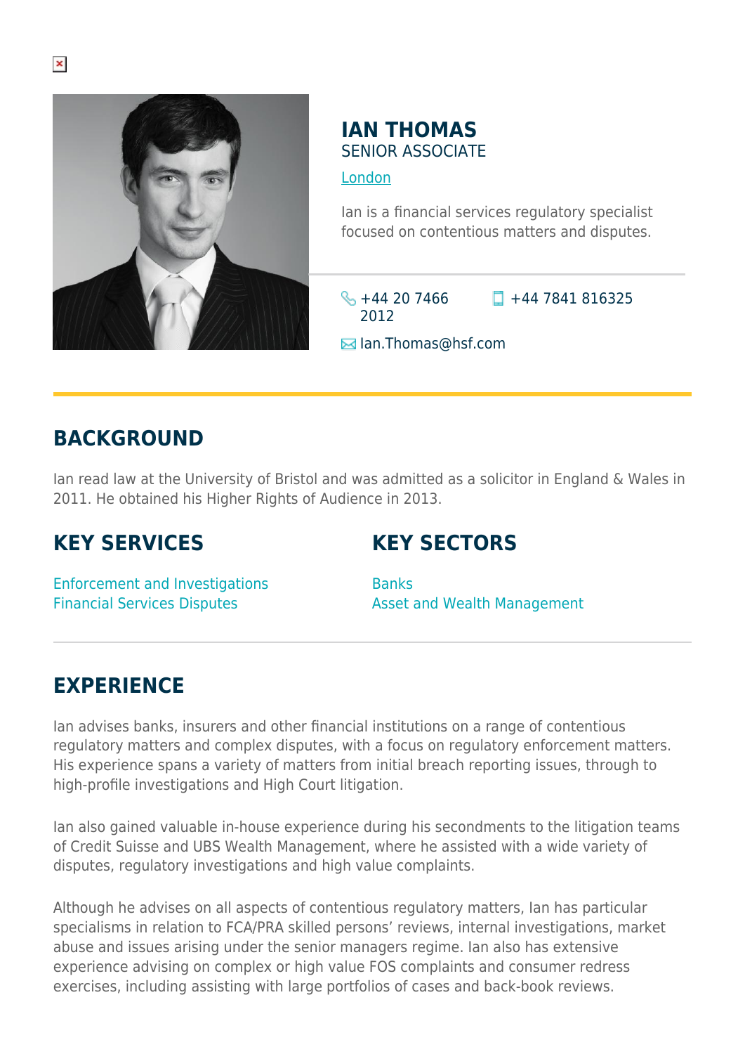# IAN THOMAS

SENIOR ASSOCIATE

London

Ian is a financial services regulatory specialist focused on contentious matters and disputes.

+44 20 7466 2012

+44 7841 816325

Ian.Thomas@hsf.com

## BACKGROUND

Ian read law at the University of Bristol and was admitted as a solicitor in England & Wales in 2011. He obtained his Higher Rights of Audience in 2013.

## KEY SERVICES

Enforcement and Investigations

Financial Services Disputes

## KEY SECTORS

Banks

Asset and Wealth Management

## EXPERIENCE

Ian advises banks, insurers and other financial institutions on a range of contentious regulatory matters and complex disputes, with a focus on regulatory enforcement matters. His experience spans a variety of matters from initial breach reporting issues, through to high-profile investigations and High Court litigation.

Ian also gained valuable in-house experience during his secondments to the litigation teams of Credit Suisse and UBS Wealth Management, where he assisted with a wide variety of disputes, regulatory investigations and high value complaints.

Although he advises on all aspects of contentious regulatory matters, Ian has particular specialisms in relation to FCA/PRA skilled persons' reviews, internal investigations, market abuse and issues arising under the senior managers regime. Ian also has extensive experience advising on complex or high value FOS complaints and consumer redress exercises, including assisting with large portfolios of cases and back-book reviews.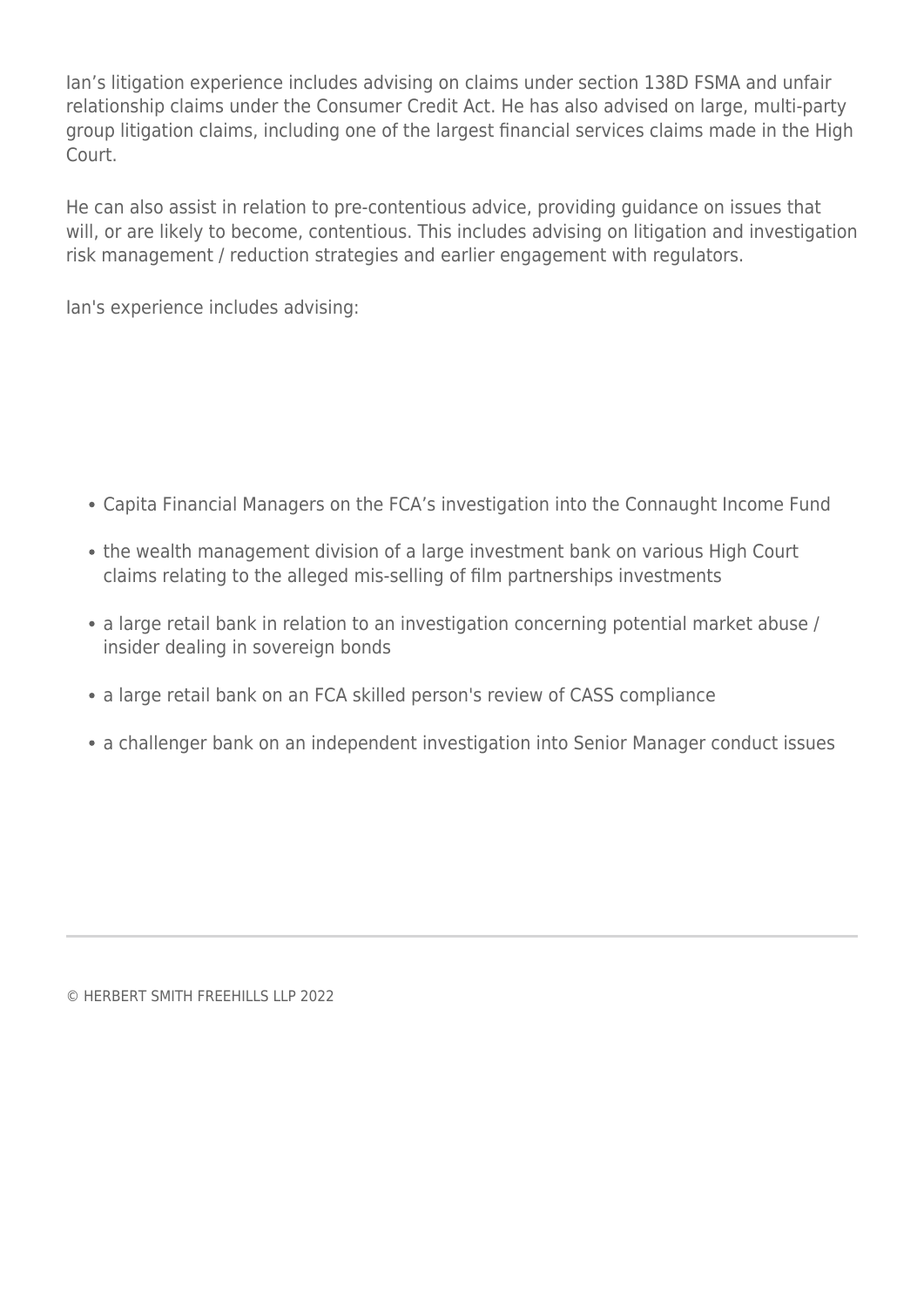Ian’s litigation experience includes advising on claims under section 138D FSMA and unfair relationship claims under the Consumer Credit Act. He has also advised on large, multi-party group litigation claims, including one of the largest financial services claims made in the High Court.

He can also assist in relation to pre-contentious advice, providing guidance on issues that will, or are likely to become, contentious. This includes advising on litigation and investigation risk management / reduction strategies and earlier engagement with regulators.

Ian's experience includes advising:

- Capita Financial Managers on the FCA’s investigation into the Connaught Income Fund
- the wealth management division of a large investment bank on various High Court claims relating to the alleged mis-selling of film partnerships investments
- a large retail bank in relation to an investigation concerning potential market abuse / insider dealing in sovereign bonds
- a large retail bank on an FCA skilled person's review of CASS compliance
- a challenger bank on an independent investigation into Senior Manager conduct issues

© HERBERT SMITH FREEHILLS LLP 2022